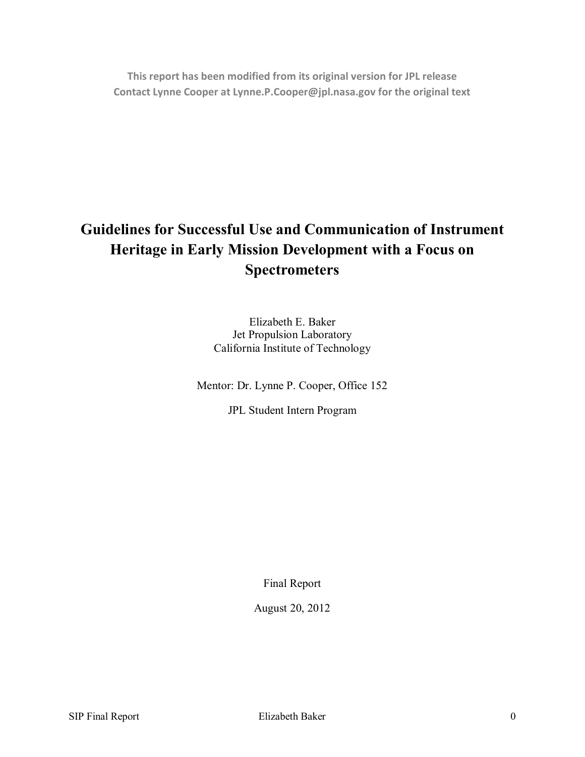**This report has been modified from its original version for JPL release**
**Contact Lynne Cooper at Lynne.P.Cooper@jpl.nasa.gov for the original text**

# Guidelines for Successful Use and Communication of Instrument Heritage in Early Mission Development with a Focus on Spectrometers

Elizabeth E. Baker
Jet Propulsion Laboratory
California Institute of Technology

Mentor: Dr. Lynne P. Cooper, Office 152

JPL Student Intern Program

Final Report

August 20, 2012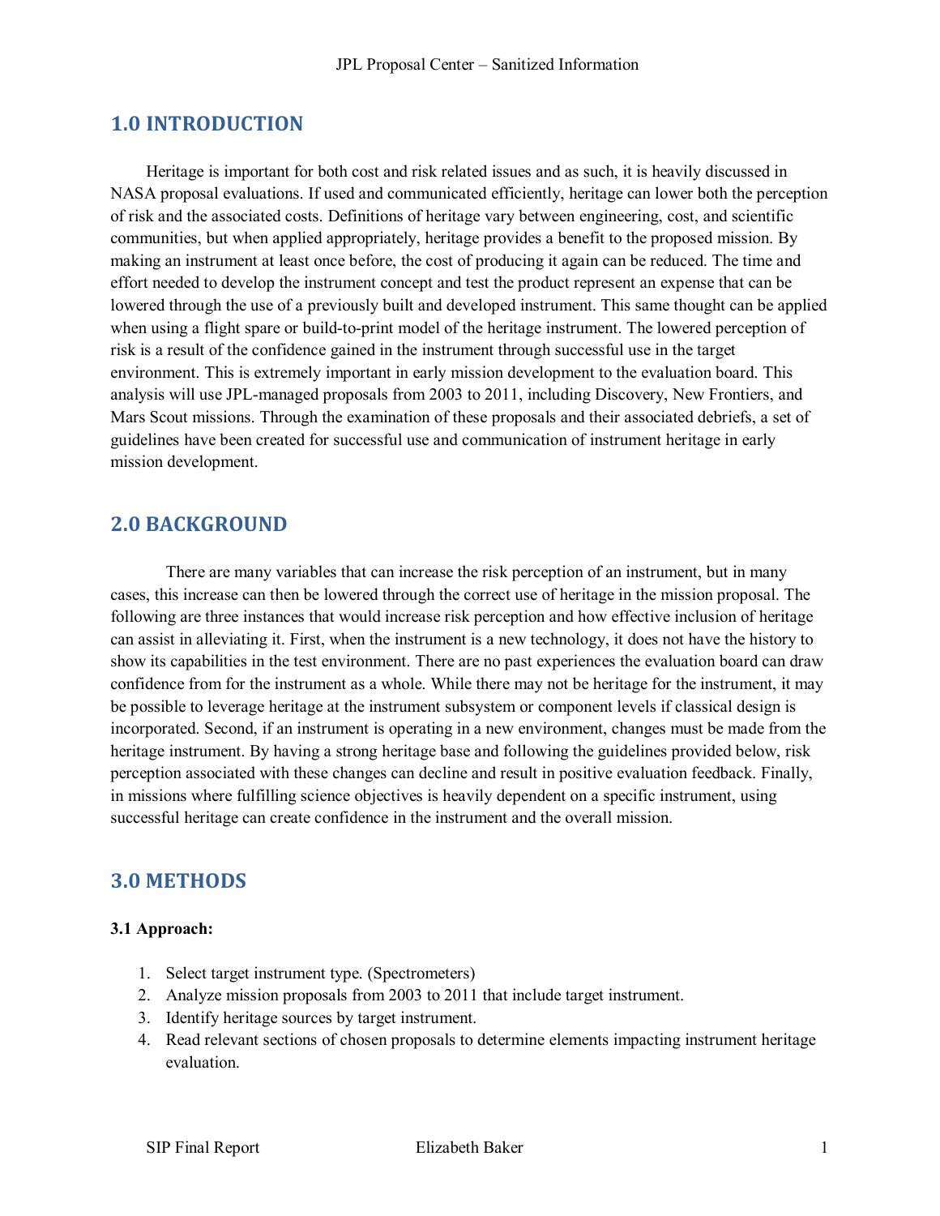## 1.0 INTRODUCTION

Heritage is important for both cost and risk related issues and as such, it is heavily discussed in NASA proposal evaluations. If used and communicated efficiently, heritage can lower both the perception of risk and the associated costs. Definitions of heritage vary between engineering, cost, and scientific communities, but when applied appropriately, heritage provides a benefit to the proposed mission. By making an instrument at least once before, the cost of producing it again can be reduced. The time and effort needed to develop the instrument concept and test the product represent an expense that can be lowered through the use of a previously built and developed instrument. This same thought can be applied when using a flight spare or build-to-print model of the heritage instrument. The lowered perception of risk is a result of the confidence gained in the instrument through successful use in the target environment. This is extremely important in early mission development to the evaluation board. This analysis will use JPL-managed proposals from 2003 to 2011, including Discovery, New Frontiers, and Mars Scout missions. Through the examination of these proposals and their associated debriefs, a set of guidelines have been created for successful use and communication of instrument heritage in early mission development.

## 2.0 BACKGROUND

There are many variables that can increase the risk perception of an instrument, but in many cases, this increase can then be lowered through the correct use of heritage in the mission proposal. The following are three instances that would increase risk perception and how effective inclusion of heritage can assist in alleviating it. First, when the instrument is a new technology, it does not have the history to show its capabilities in the test environment. There are no past experiences the evaluation board can draw confidence from for the instrument as a whole. While there may not be heritage for the instrument, it may be possible to leverage heritage at the instrument subsystem or component levels if classical design is incorporated. Second, if an instrument is operating in a new environment, changes must be made from the heritage instrument. By having a strong heritage base and following the guidelines provided below, risk perception associated with these changes can decline and result in positive evaluation feedback. Finally, in missions where fulfilling science objectives is heavily dependent on a specific instrument, using successful heritage can create confidence in the instrument and the overall mission.

## 3.0 METHODS

**3.1 Approach:**

1. Select target instrument type. (Spectrometers)
2. Analyze mission proposals from 2003 to 2011 that include target instrument.
3. Identify heritage sources by target instrument.
4. Read relevant sections of chosen proposals to determine elements impacting instrument heritage evaluation.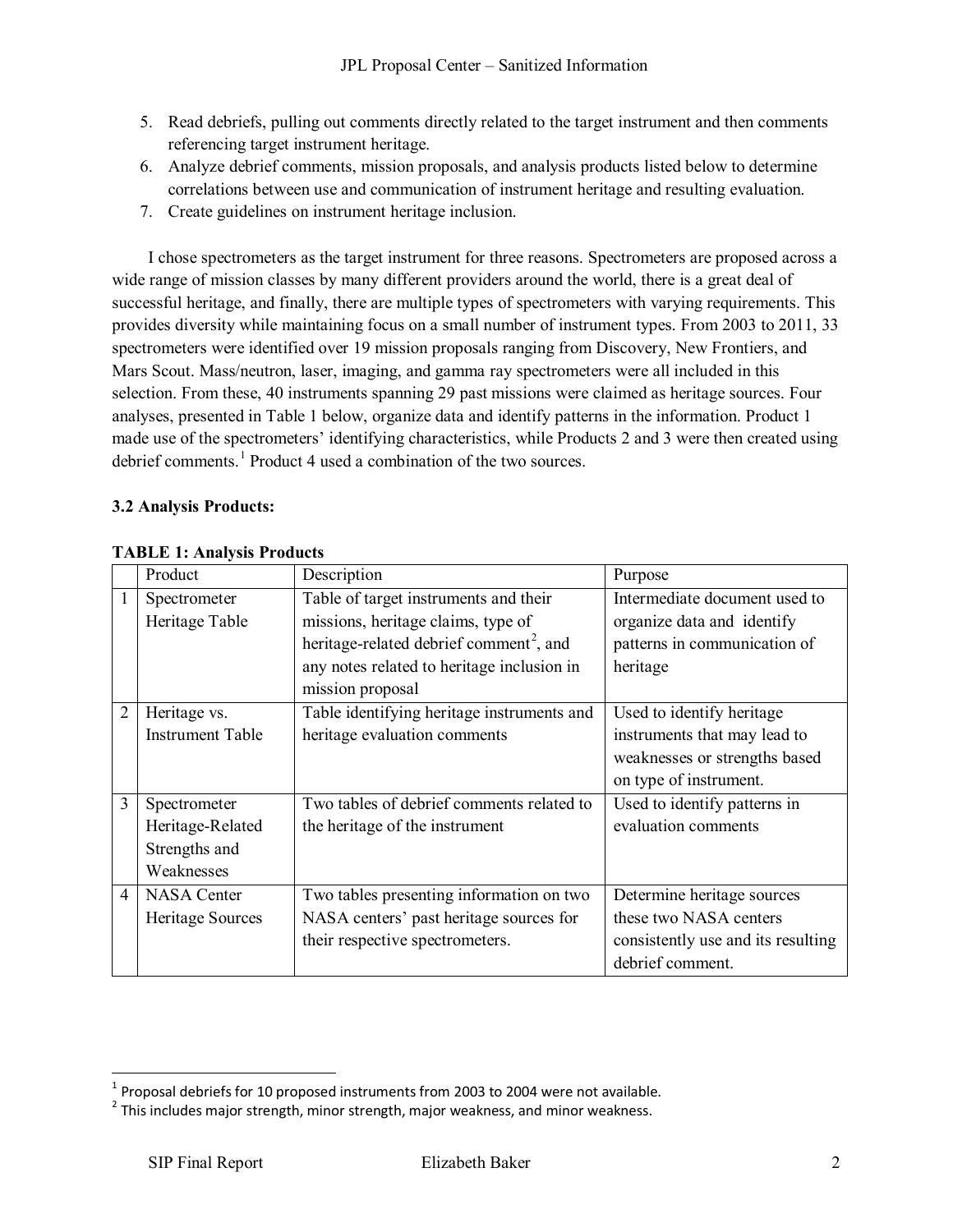5. Read debriefs, pulling out comments directly related to the target instrument and then comments referencing target instrument heritage.
6. Analyze debrief comments, mission proposals, and analysis products listed below to determine correlations between use and communication of instrument heritage and resulting evaluation.
7. Create guidelines on instrument heritage inclusion.

I chose spectrometers as the target instrument for three reasons. Spectrometers are proposed across a wide range of mission classes by many different providers around the world, there is a great deal of successful heritage, and finally, there are multiple types of spectrometers with varying requirements. This provides diversity while maintaining focus on a small number of instrument types. From 2003 to 2011, 33 spectrometers were identified over 19 mission proposals ranging from Discovery, New Frontiers, and Mars Scout. Mass/neutron, laser, imaging, and gamma ray spectrometers were all included in this selection. From these, 40 instruments spanning 29 past missions were claimed as heritage sources. Four analyses, presented in Table 1 below, organize data and identify patterns in the information. Product 1 made use of the spectrometers' identifying characteristics, while Products 2 and 3 were then created using debrief comments.[1] Product 4 used a combination of the two sources.

**3.2 Analysis Products:**

**TABLE 1: Analysis Products**

| | Product | Description | Purpose |
|---|---|---|---|
| 1 | Spectrometer Heritage Table | Table of target instruments and their missions, heritage claims, type of heritage-related debrief comment[2], and any notes related to heritage inclusion in mission proposal | Intermediate document used to organize data and identify patterns in communication of heritage |
| 2 | Heritage vs. Instrument Table | Table identifying heritage instruments and heritage evaluation comments | Used to identify heritage instruments that may lead to weaknesses or strengths based on type of instrument. |
| 3 | Spectrometer Heritage-Related Strengths and Weaknesses | Two tables of debrief comments related to the heritage of the instrument | Used to identify patterns in evaluation comments |
| 4 | NASA Center Heritage Sources | Two tables presenting information on two NASA centers' past heritage sources for their respective spectrometers. | Determine heritage sources these two NASA centers consistently use and its resulting debrief comment. |

[1] Proposal debriefs for 10 proposed instruments from 2003 to 2004 were not available.

[2] This includes major strength, minor strength, major weakness, and minor weakness.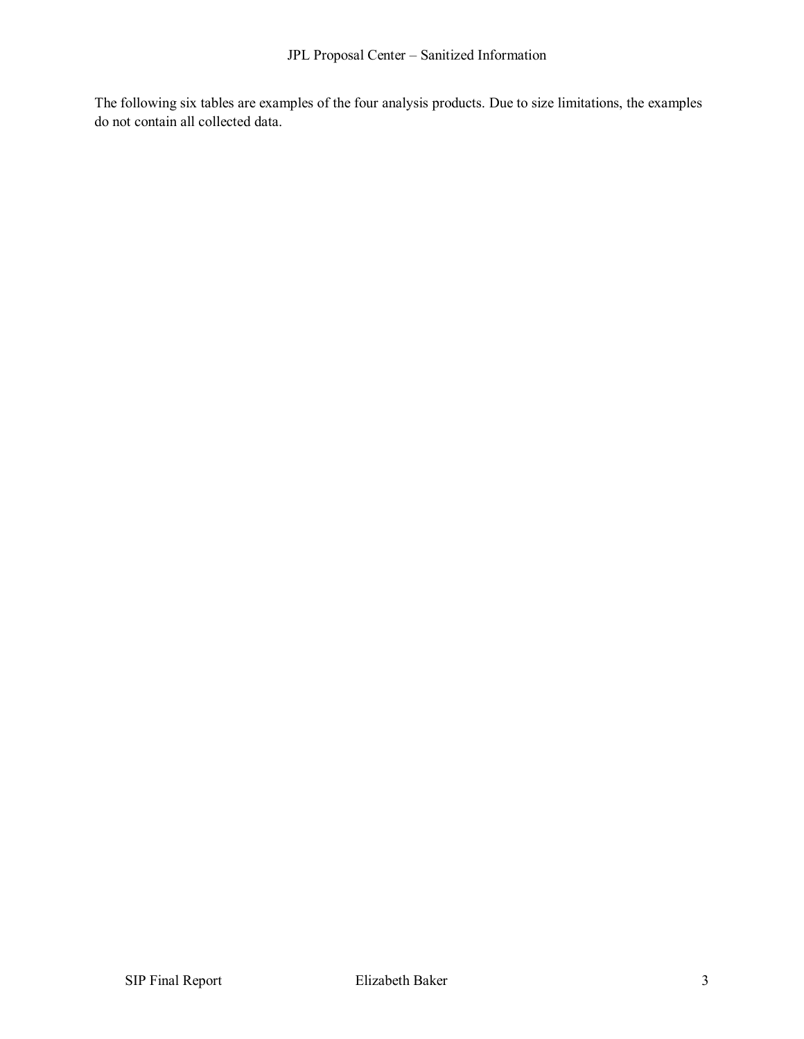The following six tables are examples of the four analysis products. Due to size limitations, the examples do not contain all collected data.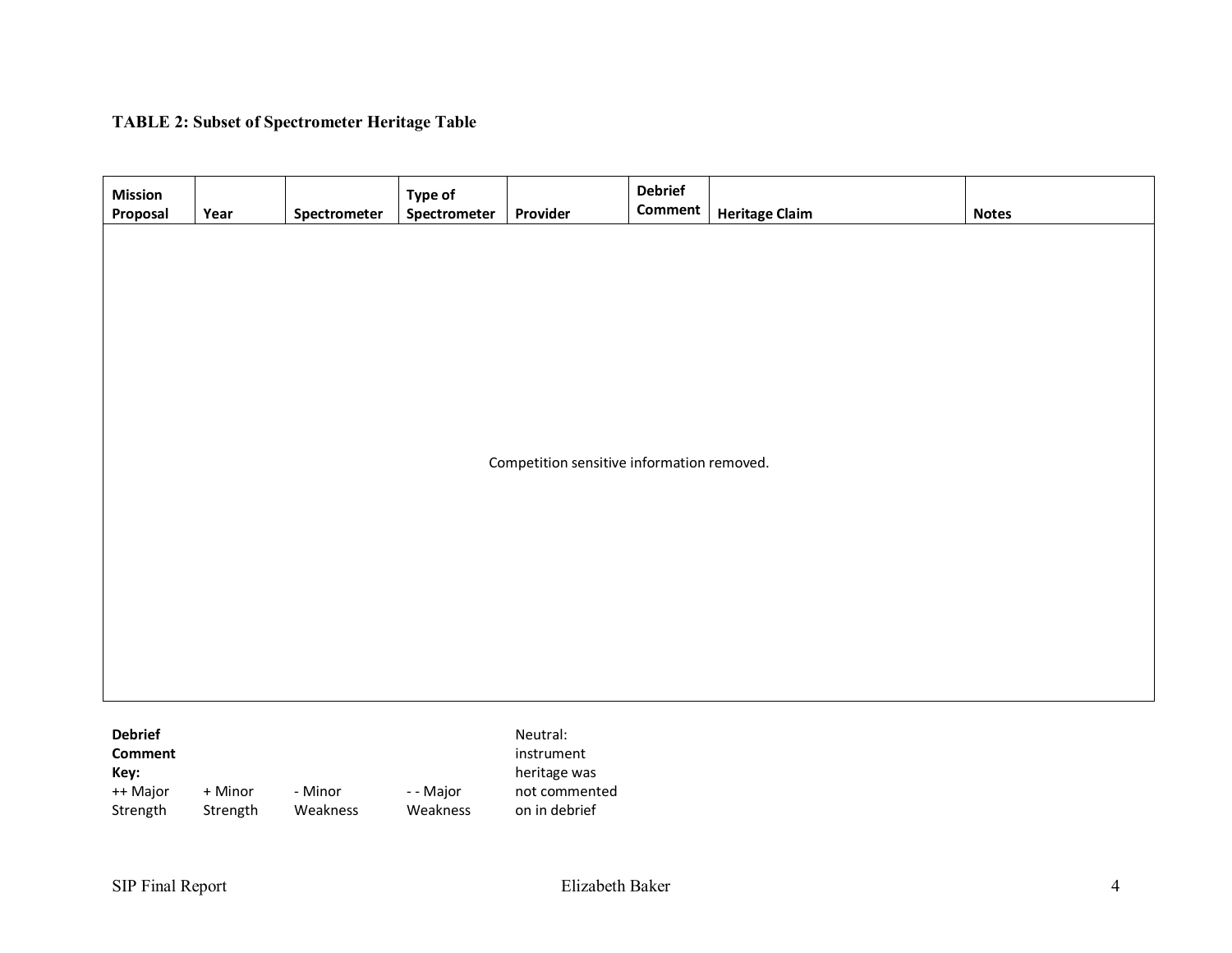**TABLE 2: Subset of Spectrometer Heritage Table**

| Mission Proposal | Year | Spectrometer | Type of Spectrometer | Provider | Debrief Comment | Heritage Claim | Notes |
|---|---|---|---|---|---|---|---|

Competition sensitive information removed.

| Debrief Comment Key: | | | | |
|---|---|---|---|---|
| ++ Major Strength | + Minor Strength | - Minor Weakness | - - Major Weakness | Neutral: instrument heritage was not commented on in debrief |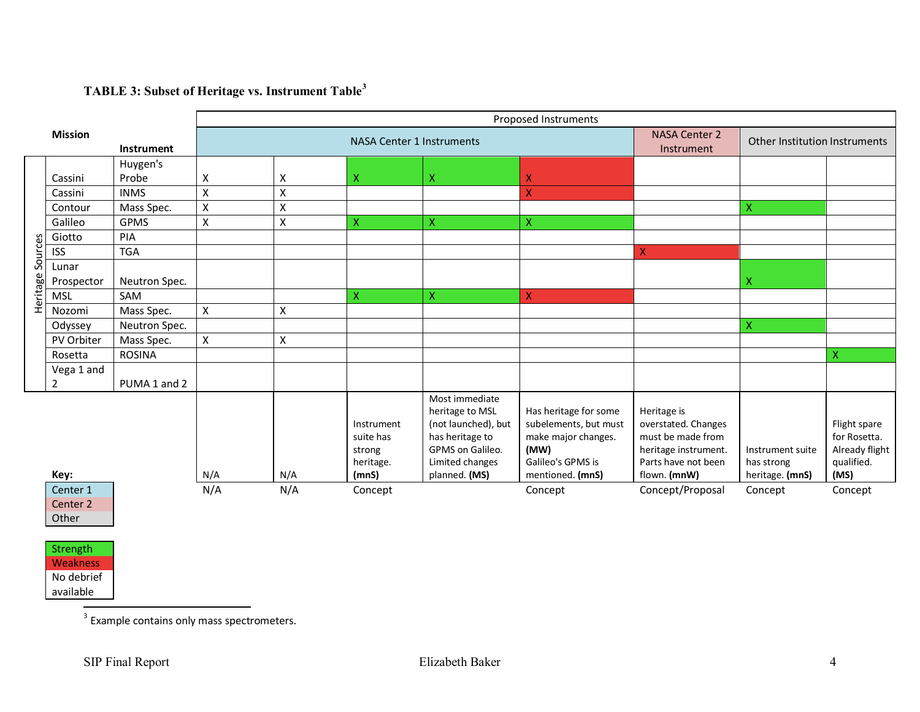**TABLE 3: Subset of Heritage vs. Instrument Table**[3]

| | Mission | Instrument | Proposed Instruments | | | | | | | |
|---|---|---|---|---|---|---|---|---|---|---|
| | | | NASA Center 1 Instruments | | | | | NASA Center 2 Instrument | Other Institution Instruments | |
| Heritage Sources | Cassini | Huygen's Probe | X | X | X | X | X | | | |
| | Cassini | INMS | X | X | | | X | | | |
| | Contour | Mass Spec. | X | X | | | | | X | |
| | Galileo | GPMS | X | X | X | X | X | | | |
| | Giotto | PIA | | | | | | | | |
| | ISS | TGA | | | | | | X | | |
| | Lunar Prospector | Neutron Spec. | | | | | | | X | |
| | MSL | SAM | | | X | X | X | | | |
| | Nozomi | Mass Spec. | X | X | | | | | | |
| | Odyssey | Neutron Spec. | | | | | | | X | |
| | PV Orbiter | Mass Spec. | X | X | | | | | | |
| | Rosetta | ROSINA | | | | | | | | X |
| | Vega 1 and 2 | PUMA 1 and 2 | | | | | | | | |
| | | | N/A | N/A | Instrument suite has strong heritage. **(mnS)** | Most immediate heritage to MSL (not launched), but has heritage to GPMS on Galileo. Limited changes planned. **(MS)** | Has heritage for some subelements, but must make major changes. **(MW)** Galileo's GPMS is mentioned. **(mnS)** | Heritage is overstated. Changes must be made from heritage instrument. Parts have not been flown. **(mnW)** | Instrument suite has strong heritage. **(mnS)** | Flight spare for Rosetta. Already flight qualified. **(MS)** |
| | | | N/A | N/A | Concept | | Concept | Concept/Proposal | Concept | Concept |

Cell colors: Strength (green): Cassini/Huygen's Probe cols 3–4; Contour col 7; Galileo cols 3–5; Lunar Prospector col 7; MSL cols 3–4; Odyssey col 7; Rosetta col 8. Weakness (red): Cassini/Huygen's Probe col 5; Cassini/INMS col 5; ISS col 6; MSL col 5.

**Key:**

- Center 1
- Center 2
- Other

- Strength
- Weakness
- No debrief available

[3] Example contains only mass spectrometers.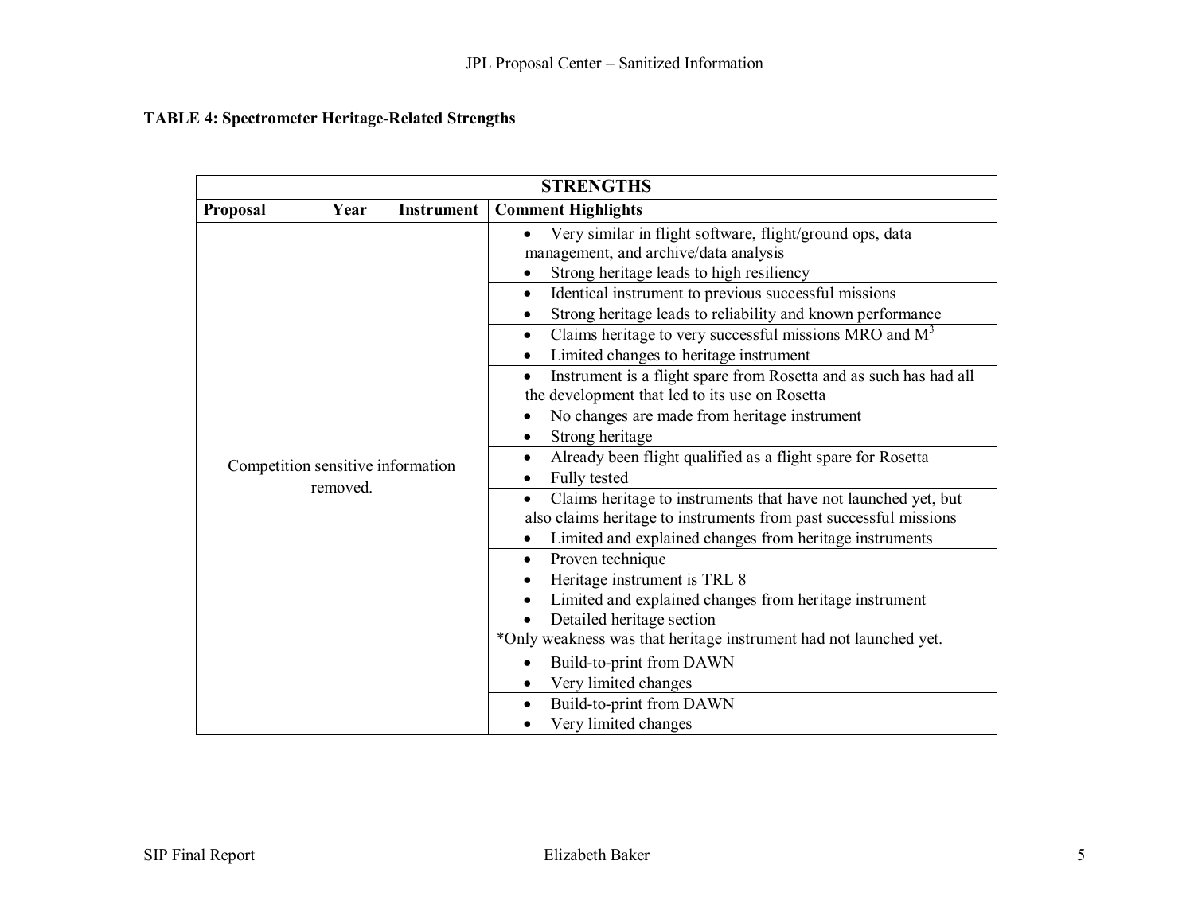**TABLE 4: Spectrometer Heritage-Related Strengths**

| STRENGTHS | | | |
|---|---|---|---|
| **Proposal** | **Year** | **Instrument** | **Comment Highlights** |
| Competition sensitive information removed. | | | • Very similar in flight software, flight/ground ops, data management, and archive/data analysis<br>• Strong heritage leads to high resiliency |
| | | | • Identical instrument to previous successful missions<br>• Strong heritage leads to reliability and known performance |
| | | | • Claims heritage to very successful missions MRO and $M^3$<br>• Limited changes to heritage instrument |
| | | | • Instrument is a flight spare from Rosetta and as such has had all the development that led to its use on Rosetta<br>• No changes are made from heritage instrument |
| | | | • Strong heritage |
| | | | • Already been flight qualified as a flight spare for Rosetta<br>• Fully tested |
| | | | • Claims heritage to instruments that have not launched yet, but also claims heritage to instruments from past successful missions<br>• Limited and explained changes from heritage instruments |
| | | | • Proven technique<br>• Heritage instrument is TRL 8<br>• Limited and explained changes from heritage instrument<br>• Detailed heritage section<br>*Only weakness was that heritage instrument had not launched yet. |
| | | | • Build-to-print from DAWN<br>• Very limited changes |
| | | | • Build-to-print from DAWN<br>• Very limited changes |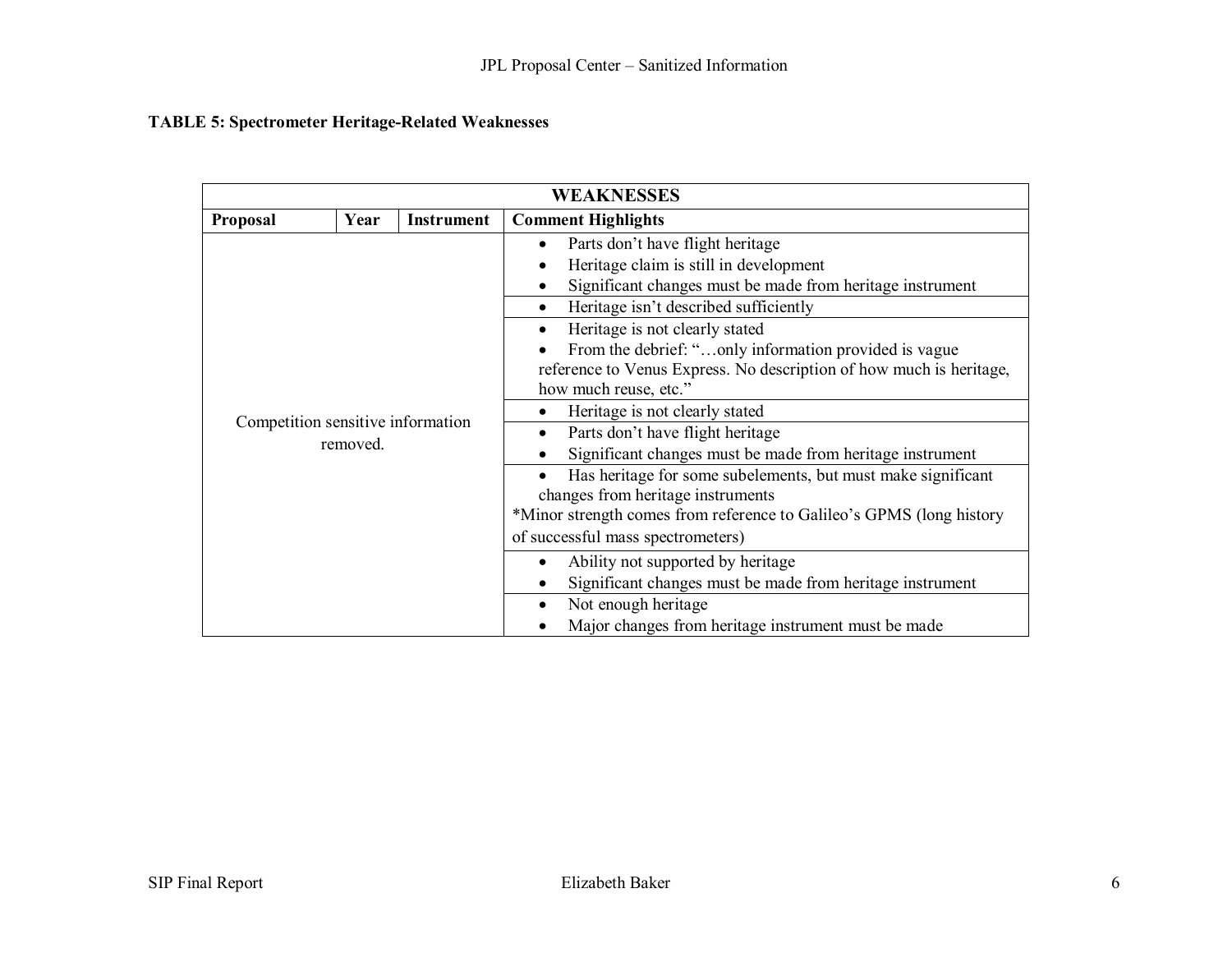**TABLE 5: Spectrometer Heritage-Related Weaknesses**

| WEAKNESSES | | | |
|---|---|---|---|
| **Proposal** | **Year** | **Instrument** | **Comment Highlights** |
| Competition sensitive information removed. | | | • Parts don't have flight heritage<br>• Heritage claim is still in development<br>• Significant changes must be made from heritage instrument |
| | | | • Heritage isn't described sufficiently |
| | | | • Heritage is not clearly stated<br>• From the debrief: "…only information provided is vague reference to Venus Express. No description of how much is heritage, how much reuse, etc." |
| | | | • Heritage is not clearly stated |
| | | | • Parts don't have flight heritage<br>• Significant changes must be made from heritage instrument |
| | | | • Has heritage for some subelements, but must make significant changes from heritage instruments<br>*Minor strength comes from reference to Galileo's GPMS (long history of successful mass spectrometers) |
| | | | • Ability not supported by heritage<br>• Significant changes must be made from heritage instrument |
| | | | • Not enough heritage<br>• Major changes from heritage instrument must be made |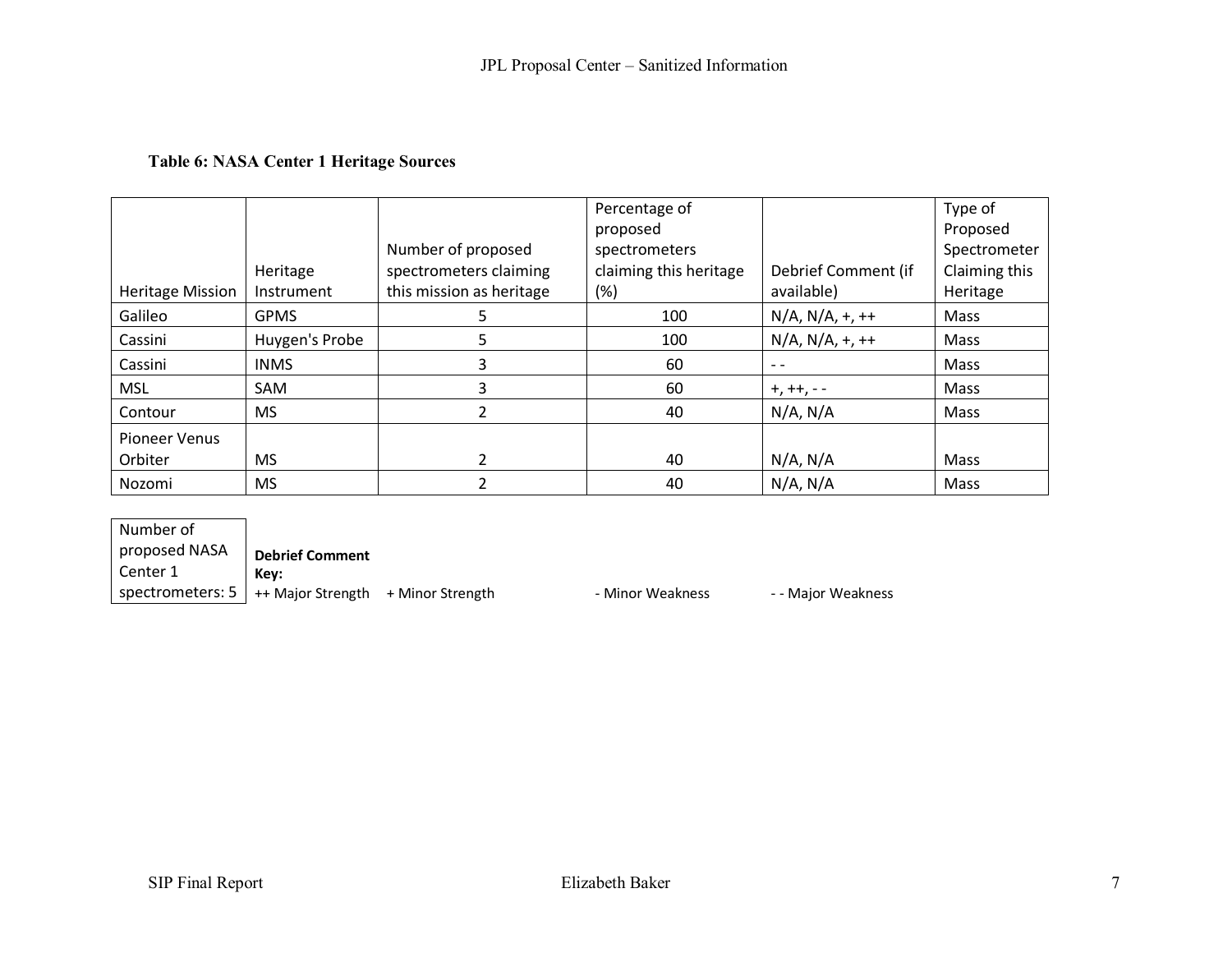**Table 6: NASA Center 1 Heritage Sources**

| Heritage Mission | Heritage Instrument | Number of proposed spectrometers claiming this mission as heritage | Percentage of proposed spectrometers claiming this heritage (%) | Debrief Comment (if available) | Type of Proposed Spectrometer Claiming this Heritage |
|---|---|---|---|---|---|
| Galileo | GPMS | 5 | 100 | N/A, N/A, +, ++ | Mass |
| Cassini | Huygen's Probe | 5 | 100 | N/A, N/A, +, ++ | Mass |
| Cassini | INMS | 3 | 60 | - - | Mass |
| MSL | SAM | 3 | 60 | +, ++, - - | Mass |
| Contour | MS | 2 | 40 | N/A, N/A | Mass |
| Pioneer Venus Orbiter | MS | 2 | 40 | N/A, N/A | Mass |
| Nozomi | MS | 2 | 40 | N/A, N/A | Mass |

| Number of proposed NASA Center 1 spectrometers: 5 |
|---|

**Debrief Comment Key:**
++ Major Strength + Minor Strength - Minor Weakness - - Major Weakness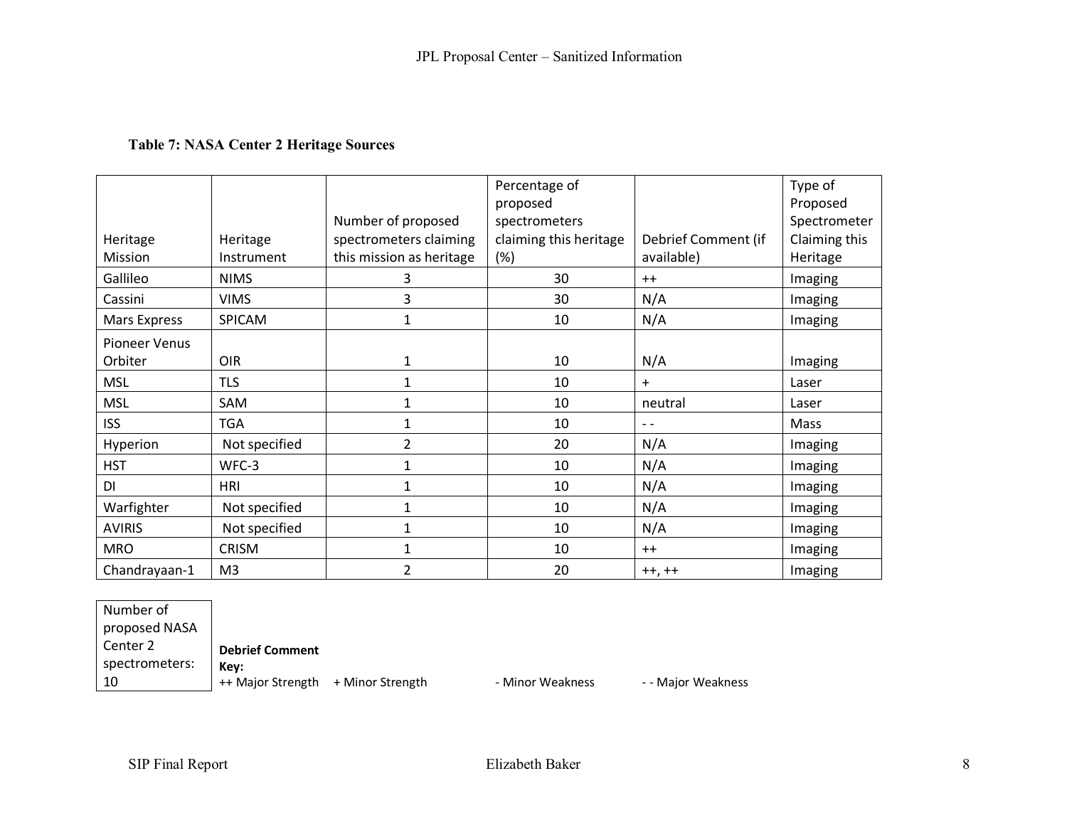**Table 7: NASA Center 2 Heritage Sources**

| Heritage Mission | Heritage Instrument | Number of proposed spectrometers claiming this mission as heritage | Percentage of proposed spectrometers claiming this heritage (%) | Debrief Comment (if available) | Type of Proposed Spectrometer Claiming this Heritage |
|---|---|---|---|---|---|
| Gallileo | NIMS | 3 | 30 | ++ | Imaging |
| Cassini | VIMS | 3 | 30 | N/A | Imaging |
| Mars Express | SPICAM | 1 | 10 | N/A | Imaging |
| Pioneer Venus Orbiter | OIR | 1 | 10 | N/A | Imaging |
| MSL | TLS | 1 | 10 | + | Laser |
| MSL | SAM | 1 | 10 | neutral | Laser |
| ISS | TGA | 1 | 10 | - - | Mass |
| Hyperion | Not specified | 2 | 20 | N/A | Imaging |
| HST | WFC-3 | 1 | 10 | N/A | Imaging |
| DI | HRI | 1 | 10 | N/A | Imaging |
| Warfighter | Not specified | 1 | 10 | N/A | Imaging |
| AVIRIS | Not specified | 1 | 10 | N/A | Imaging |
| MRO | CRISM | 1 | 10 | ++ | Imaging |
| Chandrayaan-1 | M3 | 2 | 20 | ++, ++ | Imaging |

Number of proposed NASA Center 2 spectrometers: 10

**Debrief Comment Key:**
++ Major Strength + Minor Strength - Minor Weakness - - Major Weakness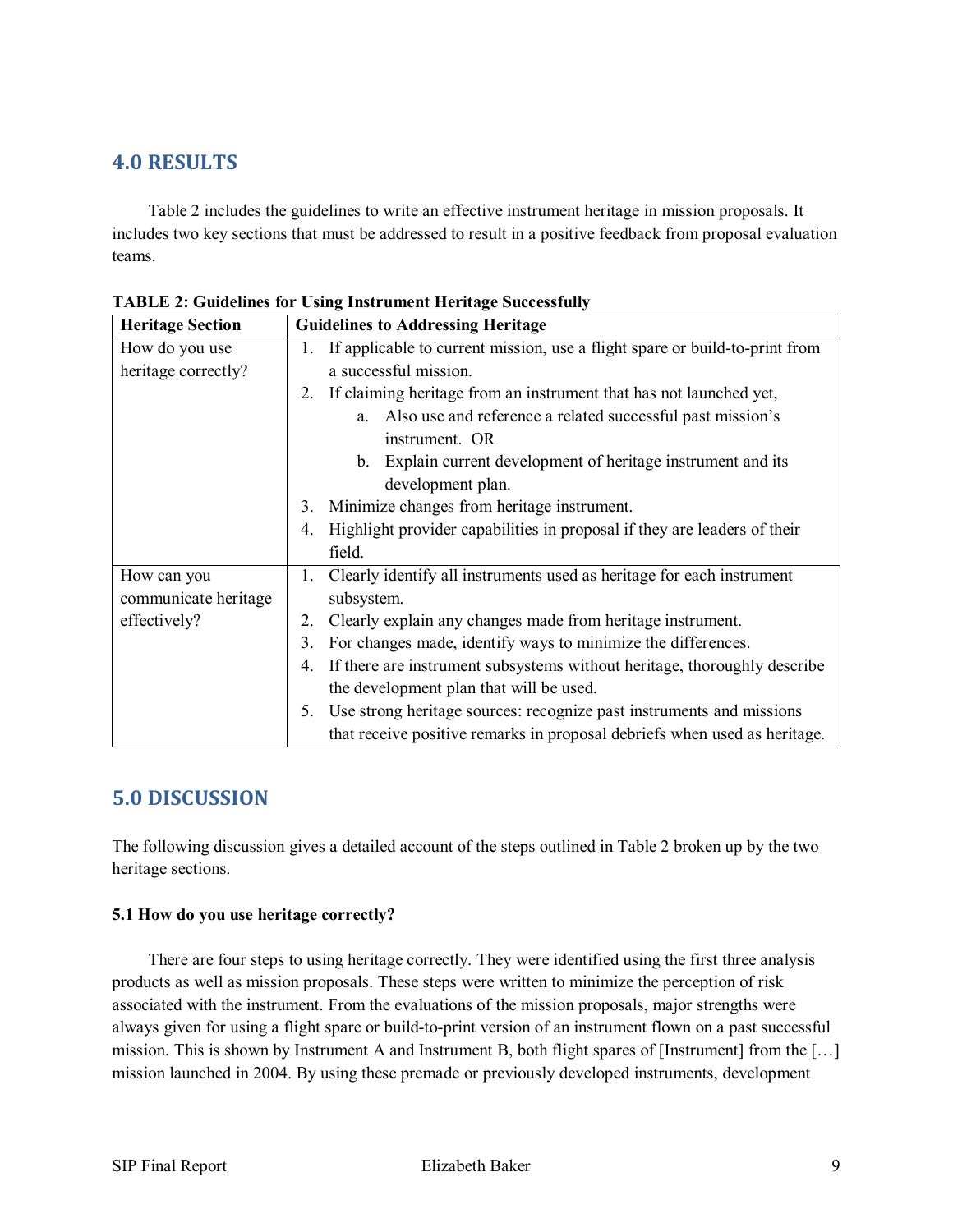## 4.0 RESULTS

Table 2 includes the guidelines to write an effective instrument heritage in mission proposals. It includes two key sections that must be addressed to result in a positive feedback from proposal evaluation teams.

**TABLE 2: Guidelines for Using Instrument Heritage Successfully**

| Heritage Section | Guidelines to Addressing Heritage |
|---|---|
| How do you use heritage correctly? | 1. If applicable to current mission, use a flight spare or build-to-print from a successful mission.<br>2. If claiming heritage from an instrument that has not launched yet,<br>&nbsp;&nbsp;&nbsp;&nbsp;a. Also use and reference a related successful past mission's instrument. OR<br>&nbsp;&nbsp;&nbsp;&nbsp;b. Explain current development of heritage instrument and its development plan.<br>3. Minimize changes from heritage instrument.<br>4. Highlight provider capabilities in proposal if they are leaders of their field. |
| How can you communicate heritage effectively? | 1. Clearly identify all instruments used as heritage for each instrument subsystem.<br>2. Clearly explain any changes made from heritage instrument.<br>3. For changes made, identify ways to minimize the differences.<br>4. If there are instrument subsystems without heritage, thoroughly describe the development plan that will be used.<br>5. Use strong heritage sources: recognize past instruments and missions that receive positive remarks in proposal debriefs when used as heritage. |

## 5.0 DISCUSSION

The following discussion gives a detailed account of the steps outlined in Table 2 broken up by the two heritage sections.

### 5.1 How do you use heritage correctly?

There are four steps to using heritage correctly. They were identified using the first three analysis products as well as mission proposals. These steps were written to minimize the perception of risk associated with the instrument. From the evaluations of the mission proposals, major strengths were always given for using a flight spare or build-to-print version of an instrument flown on a past successful mission. This is shown by Instrument A and Instrument B, both flight spares of [Instrument] from the […] mission launched in 2004. By using these premade or previously developed instruments, development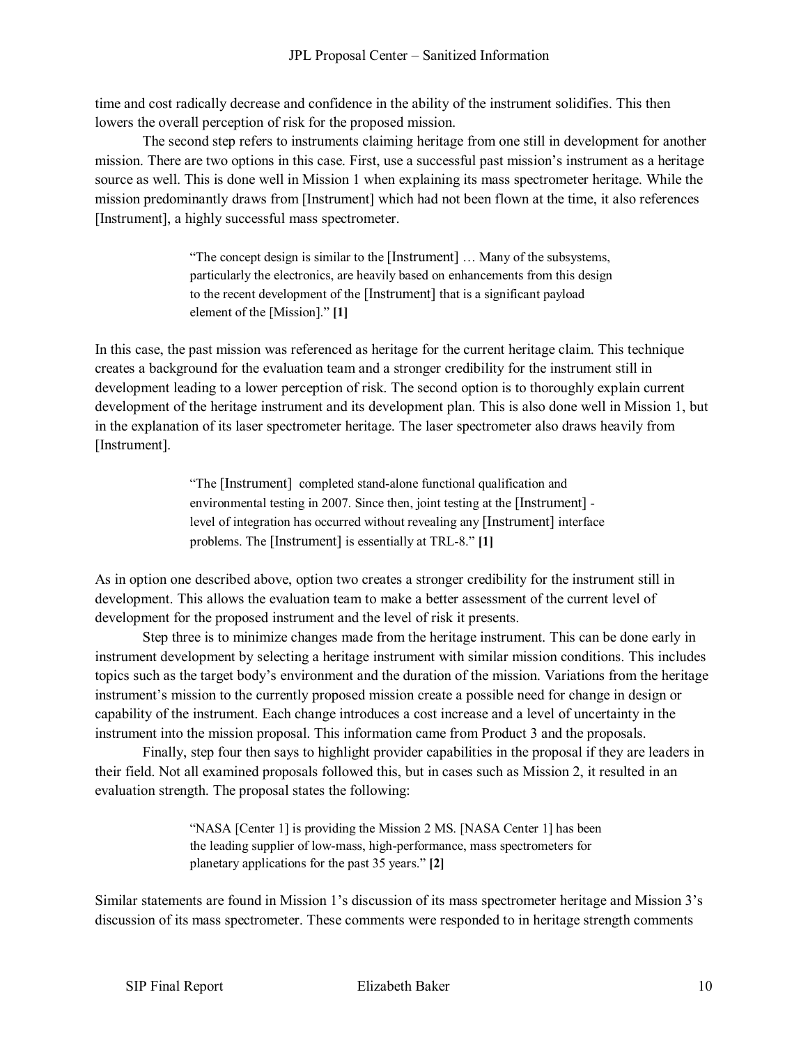time and cost radically decrease and confidence in the ability of the instrument solidifies. This then lowers the overall perception of risk for the proposed mission.

The second step refers to instruments claiming heritage from one still in development for another mission. There are two options in this case. First, use a successful past mission's instrument as a heritage source as well. This is done well in Mission 1 when explaining its mass spectrometer heritage. While the mission predominantly draws from [Instrument] which had not been flown at the time, it also references [Instrument], a highly successful mass spectrometer.

> "The concept design is similar to the [Instrument] … Many of the subsystems, particularly the electronics, are heavily based on enhancements from this design to the recent development of the [Instrument] that is a significant payload element of the [Mission]." **[1]**

In this case, the past mission was referenced as heritage for the current heritage claim. This technique creates a background for the evaluation team and a stronger credibility for the instrument still in development leading to a lower perception of risk. The second option is to thoroughly explain current development of the heritage instrument and its development plan. This is also done well in Mission 1, but in the explanation of its laser spectrometer heritage. The laser spectrometer also draws heavily from [Instrument].

> "The [Instrument] completed stand-alone functional qualification and environmental testing in 2007. Since then, joint testing at the [Instrument] - level of integration has occurred without revealing any [Instrument] interface problems. The [Instrument] is essentially at TRL-8." **[1]**

As in option one described above, option two creates a stronger credibility for the instrument still in development. This allows the evaluation team to make a better assessment of the current level of development for the proposed instrument and the level of risk it presents.

Step three is to minimize changes made from the heritage instrument. This can be done early in instrument development by selecting a heritage instrument with similar mission conditions. This includes topics such as the target body's environment and the duration of the mission. Variations from the heritage instrument's mission to the currently proposed mission create a possible need for change in design or capability of the instrument. Each change introduces a cost increase and a level of uncertainty in the instrument into the mission proposal. This information came from Product 3 and the proposals.

Finally, step four then says to highlight provider capabilities in the proposal if they are leaders in their field. Not all examined proposals followed this, but in cases such as Mission 2, it resulted in an evaluation strength. The proposal states the following:

> "NASA [Center 1] is providing the Mission 2 MS. [NASA Center 1] has been the leading supplier of low-mass, high-performance, mass spectrometers for planetary applications for the past 35 years." **[2]**

Similar statements are found in Mission 1's discussion of its mass spectrometer heritage and Mission 3's discussion of its mass spectrometer. These comments were responded to in heritage strength comments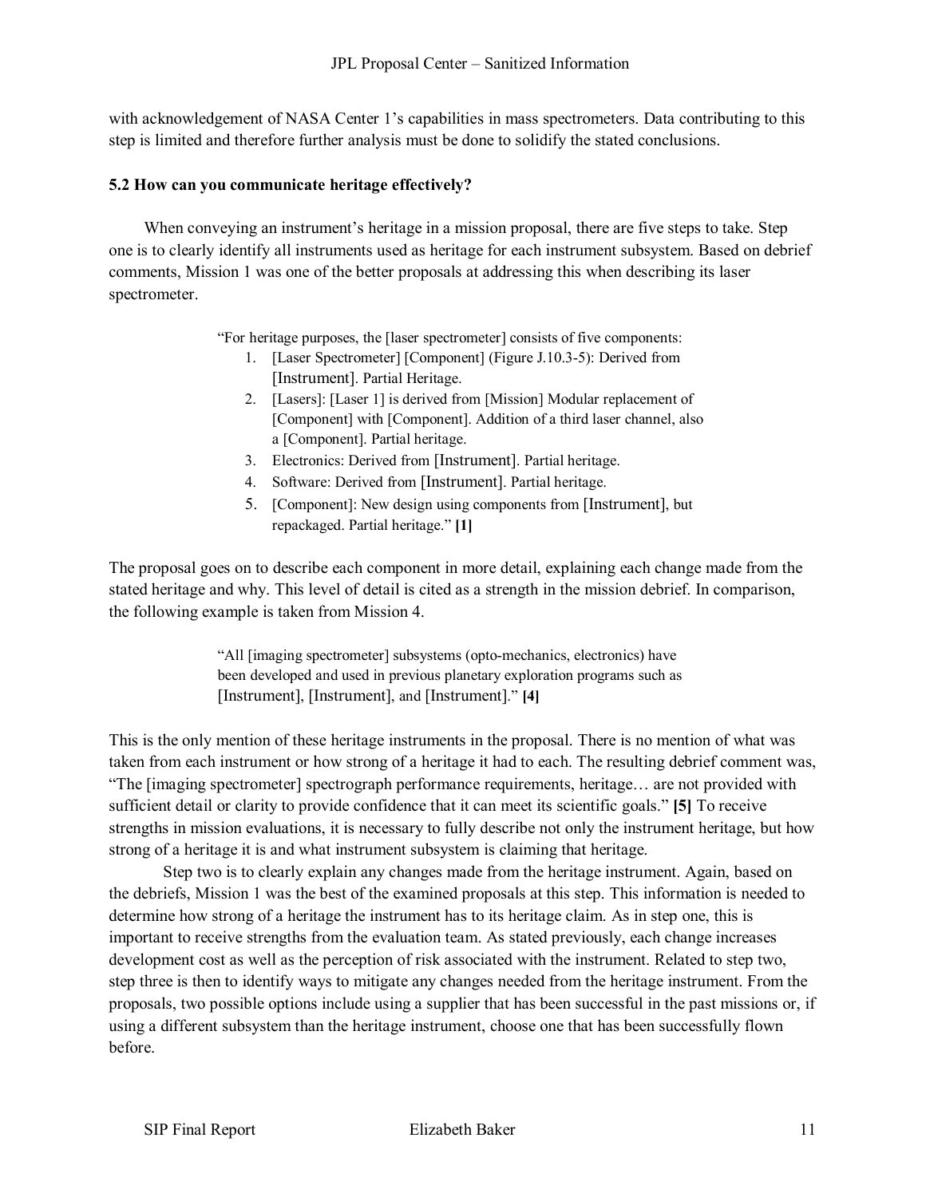with acknowledgement of NASA Center 1's capabilities in mass spectrometers. Data contributing to this step is limited and therefore further analysis must be done to solidify the stated conclusions.

### 5.2 How can you communicate heritage effectively?

When conveying an instrument's heritage in a mission proposal, there are five steps to take. Step one is to clearly identify all instruments used as heritage for each instrument subsystem. Based on debrief comments, Mission 1 was one of the better proposals at addressing this when describing its laser spectrometer.

> "For heritage purposes, the [laser spectrometer] consists of five components:
> 1. [Laser Spectrometer] [Component] (Figure J.10.3-5): Derived from [Instrument]. Partial Heritage.
> 2. [Lasers]: [Laser 1] is derived from [Mission] Modular replacement of [Component] with [Component]. Addition of a third laser channel, also a [Component]. Partial heritage.
> 3. Electronics: Derived from [Instrument]. Partial heritage.
> 4. Software: Derived from [Instrument]. Partial heritage.
> 5. [Component]: New design using components from [Instrument], but repackaged. Partial heritage." **[1]**

The proposal goes on to describe each component in more detail, explaining each change made from the stated heritage and why. This level of detail is cited as a strength in the mission debrief. In comparison, the following example is taken from Mission 4.

> "All [imaging spectrometer] subsystems (opto-mechanics, electronics) have been developed and used in previous planetary exploration programs such as [Instrument], [Instrument], and [Instrument]." **[4]**

This is the only mention of these heritage instruments in the proposal. There is no mention of what was taken from each instrument or how strong of a heritage it had to each. The resulting debrief comment was, "The [imaging spectrometer] spectrograph performance requirements, heritage… are not provided with sufficient detail or clarity to provide confidence that it can meet its scientific goals." **[5]** To receive strengths in mission evaluations, it is necessary to fully describe not only the instrument heritage, but how strong of a heritage it is and what instrument subsystem is claiming that heritage.

Step two is to clearly explain any changes made from the heritage instrument. Again, based on the debriefs, Mission 1 was the best of the examined proposals at this step. This information is needed to determine how strong of a heritage the instrument has to its heritage claim. As in step one, this is important to receive strengths from the evaluation team. As stated previously, each change increases development cost as well as the perception of risk associated with the instrument. Related to step two, step three is then to identify ways to mitigate any changes needed from the heritage instrument. From the proposals, two possible options include using a supplier that has been successful in the past missions or, if using a different subsystem than the heritage instrument, choose one that has been successfully flown before.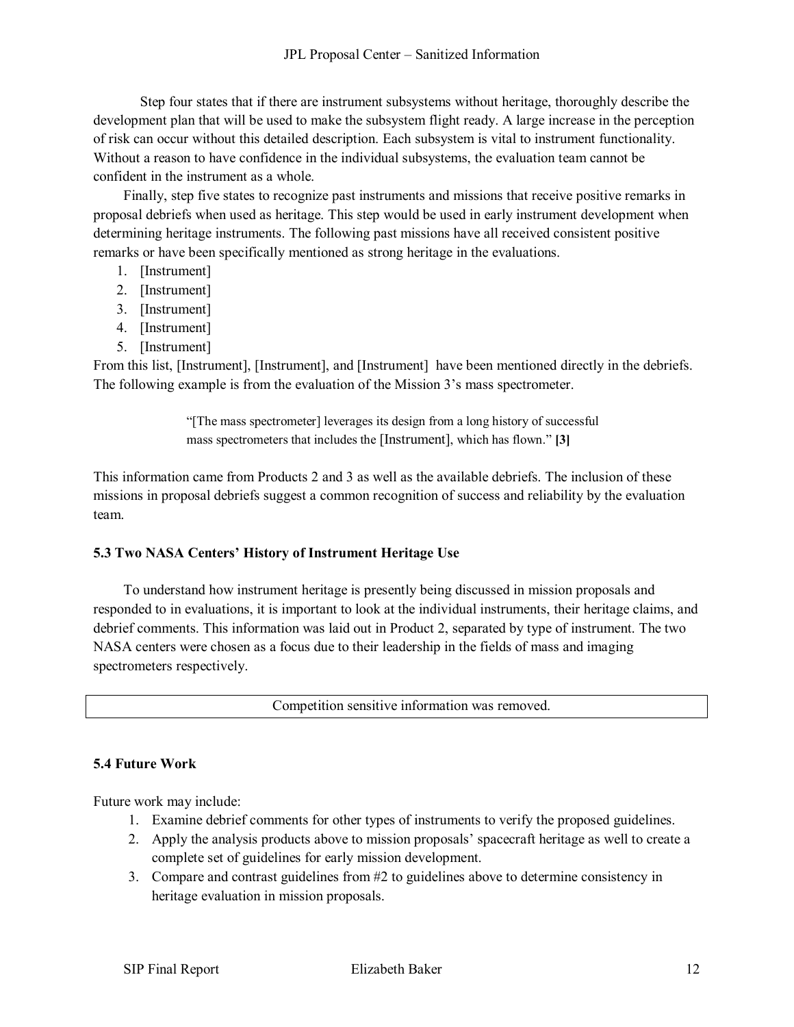Step four states that if there are instrument subsystems without heritage, thoroughly describe the development plan that will be used to make the subsystem flight ready. A large increase in the perception of risk can occur without this detailed description. Each subsystem is vital to instrument functionality. Without a reason to have confidence in the individual subsystems, the evaluation team cannot be confident in the instrument as a whole.

Finally, step five states to recognize past instruments and missions that receive positive remarks in proposal debriefs when used as heritage. This step would be used in early instrument development when determining heritage instruments. The following past missions have all received consistent positive remarks or have been specifically mentioned as strong heritage in the evaluations.

1. [Instrument]
2. [Instrument]
3. [Instrument]
4. [Instrument]
5. [Instrument]

From this list, [Instrument], [Instrument], and [Instrument] have been mentioned directly in the debriefs. The following example is from the evaluation of the Mission 3's mass spectrometer.

> "[The mass spectrometer] leverages its design from a long history of successful mass spectrometers that includes the [Instrument], which has flown." **[3]**

This information came from Products 2 and 3 as well as the available debriefs. The inclusion of these missions in proposal debriefs suggest a common recognition of success and reliability by the evaluation team.

### 5.3 Two NASA Centers' History of Instrument Heritage Use

To understand how instrument heritage is presently being discussed in mission proposals and responded to in evaluations, it is important to look at the individual instruments, their heritage claims, and debrief comments. This information was laid out in Product 2, separated by type of instrument. The two NASA centers were chosen as a focus due to their leadership in the fields of mass and imaging spectrometers respectively.

Competition sensitive information was removed.

### 5.4 Future Work

Future work may include:

1. Examine debrief comments for other types of instruments to verify the proposed guidelines.
2. Apply the analysis products above to mission proposals' spacecraft heritage as well to create a complete set of guidelines for early mission development.
3. Compare and contrast guidelines from #2 to guidelines above to determine consistency in heritage evaluation in mission proposals.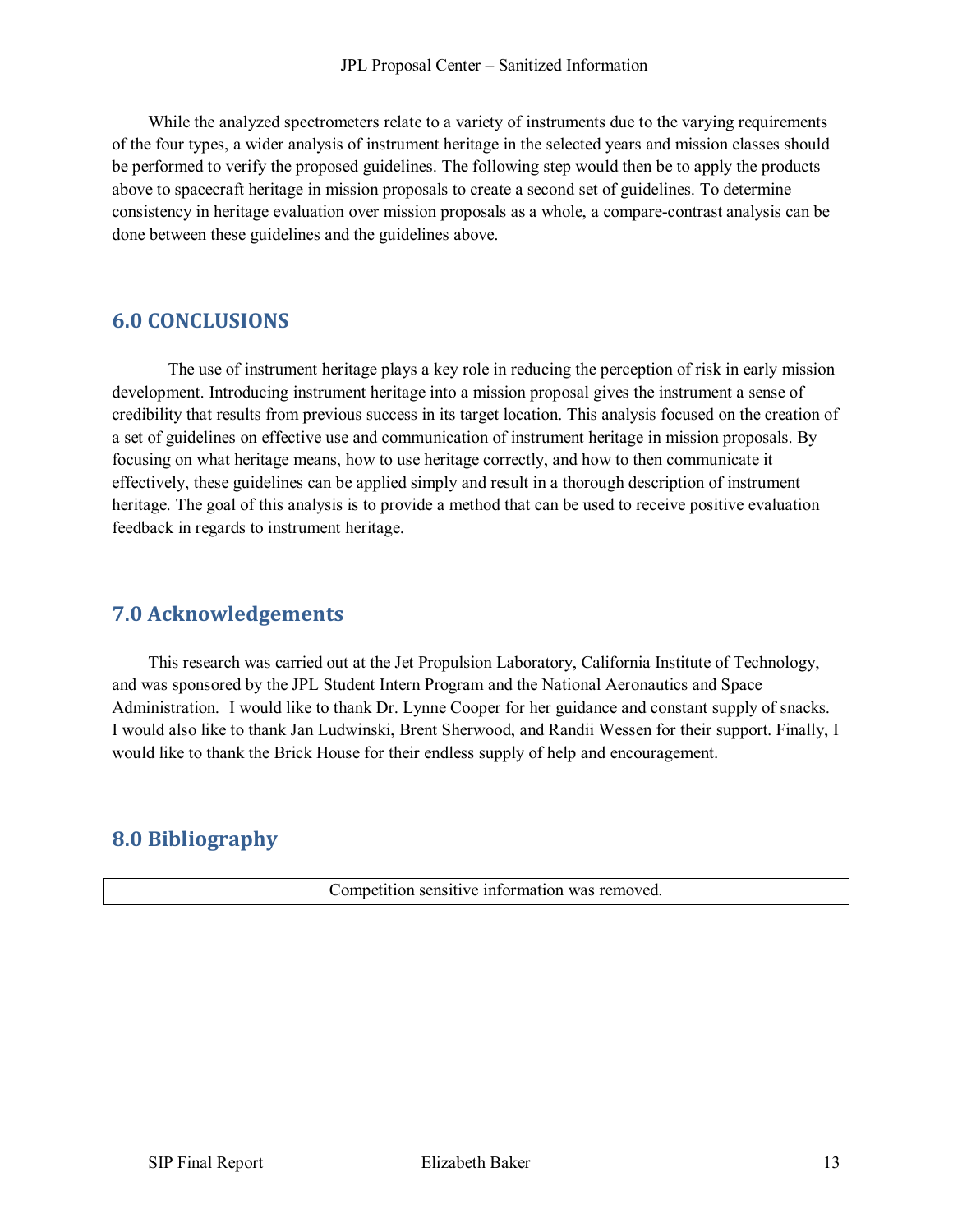While the analyzed spectrometers relate to a variety of instruments due to the varying requirements of the four types, a wider analysis of instrument heritage in the selected years and mission classes should be performed to verify the proposed guidelines. The following step would then be to apply the products above to spacecraft heritage in mission proposals to create a second set of guidelines. To determine consistency in heritage evaluation over mission proposals as a whole, a compare-contrast analysis can be done between these guidelines and the guidelines above.

## 6.0 CONCLUSIONS

The use of instrument heritage plays a key role in reducing the perception of risk in early mission development. Introducing instrument heritage into a mission proposal gives the instrument a sense of credibility that results from previous success in its target location. This analysis focused on the creation of a set of guidelines on effective use and communication of instrument heritage in mission proposals. By focusing on what heritage means, how to use heritage correctly, and how to then communicate it effectively, these guidelines can be applied simply and result in a thorough description of instrument heritage. The goal of this analysis is to provide a method that can be used to receive positive evaluation feedback in regards to instrument heritage.

## 7.0 Acknowledgements

This research was carried out at the Jet Propulsion Laboratory, California Institute of Technology, and was sponsored by the JPL Student Intern Program and the National Aeronautics and Space Administration. I would like to thank Dr. Lynne Cooper for her guidance and constant supply of snacks. I would also like to thank Jan Ludwinski, Brent Sherwood, and Randii Wessen for their support. Finally, I would like to thank the Brick House for their endless supply of help and encouragement.

## 8.0 Bibliography

Competition sensitive information was removed.